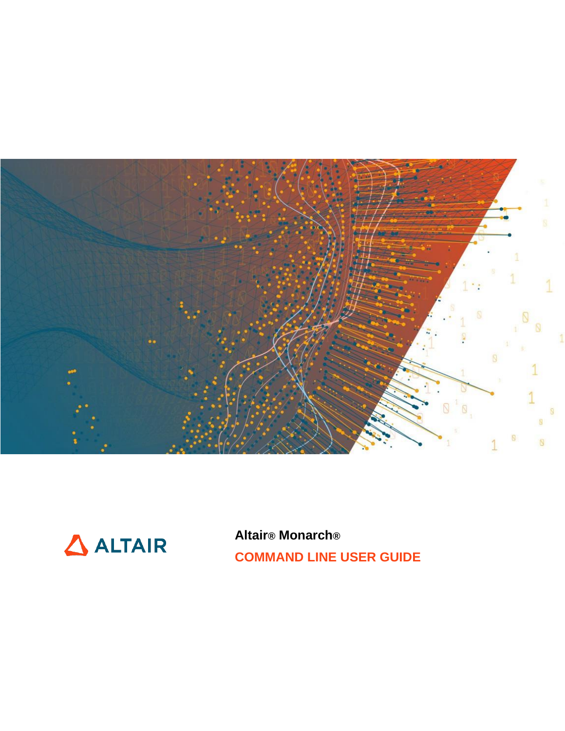ALTAIR

**Altair® Monarch®**

# COMMAND LINE USER GUIDE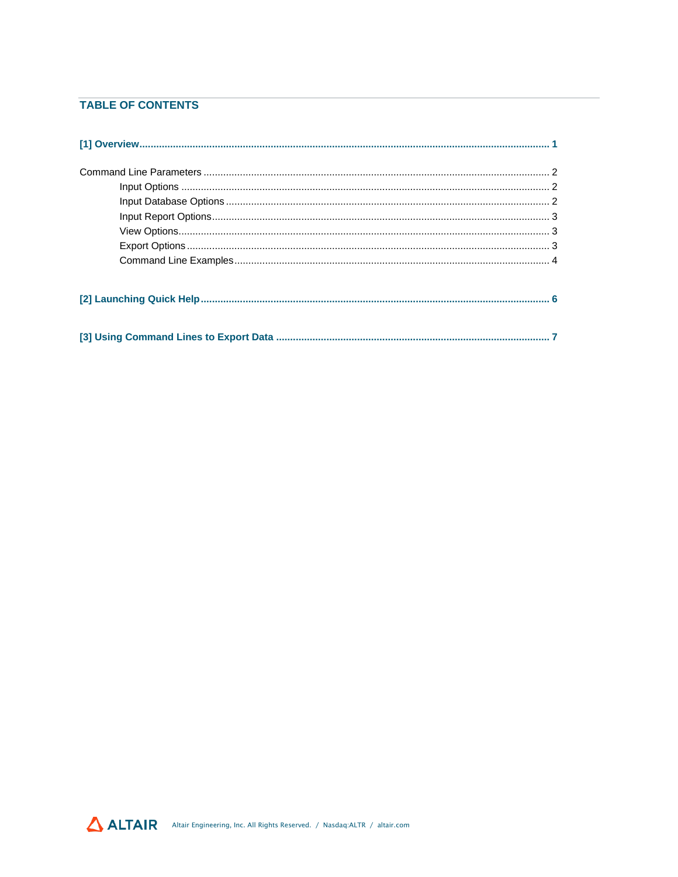## TABLE OF CONTENTS

**[1] Overview ..... 1**

Command Line Parameters ..... 2

- Input Options ..... 2
- Input Database Options ..... 2
- Input Report Options ..... 3
- View Options ..... 3
- Export Options ..... 3
- Command Line Examples ..... 4

**[2] Launching Quick Help ..... 6**

**[3] Using Command Lines to Export Data ..... 7**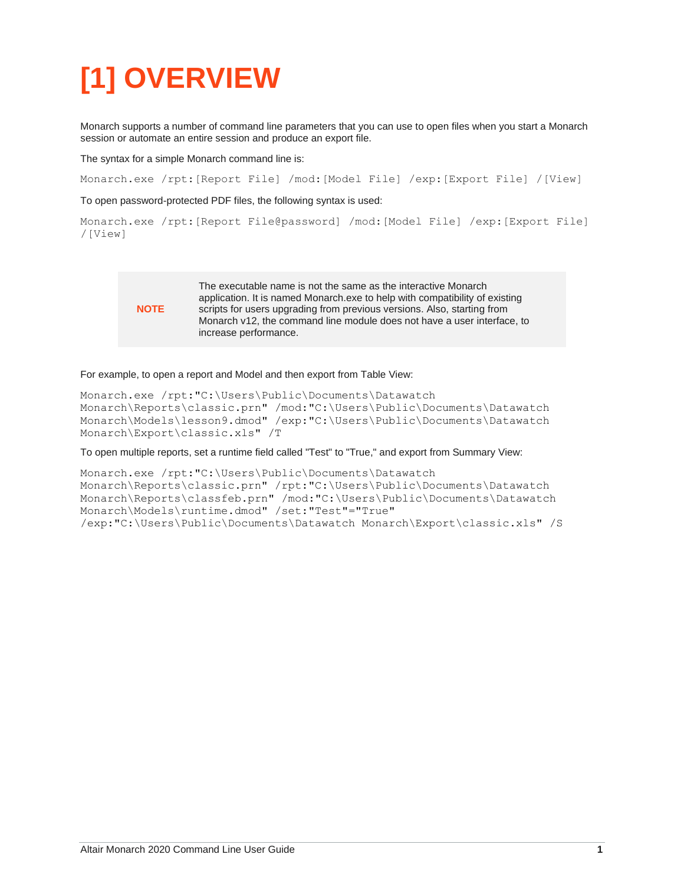# [1] OVERVIEW

Monarch supports a number of command line parameters that you can use to open files when you start a Monarch session or automate an entire session and produce an export file.

The syntax for a simple Monarch command line is:

```
Monarch.exe /rpt:[Report File] /mod:[Model File] /exp:[Export File] /[View]
```

To open password-protected PDF files, the following syntax is used:

```
Monarch.exe /rpt:[Report File@password] /mod:[Model File] /exp:[Export File]
/[View]
```

| **NOTE** | The executable name is not the same as the interactive Monarch application. It is named Monarch.exe to help with compatibility of existing scripts for users upgrading from previous versions. Also, starting from Monarch v12, the command line module does not have a user interface, to increase performance. |
| --- | --- |

For example, to open a report and Model and then export from Table View:

```
Monarch.exe /rpt:"C:\Users\Public\Documents\Datawatch
Monarch\Reports\classic.prn" /mod:"C:\Users\Public\Documents\Datawatch
Monarch\Models\lesson9.dmod" /exp:"C:\Users\Public\Documents\Datawatch
Monarch\Export\classic.xls" /T
```

To open multiple reports, set a runtime field called "Test" to "True," and export from Summary View:

```
Monarch.exe /rpt:"C:\Users\Public\Documents\Datawatch
Monarch\Reports\classic.prn" /rpt:"C:\Users\Public\Documents\Datawatch
Monarch\Reports\classfeb.prn" /mod:"C:\Users\Public\Documents\Datawatch
Monarch\Models\runtime.dmod" /set:"Test"="True"
/exp:"C:\Users\Public\Documents\Datawatch Monarch\Export\classic.xls" /S
```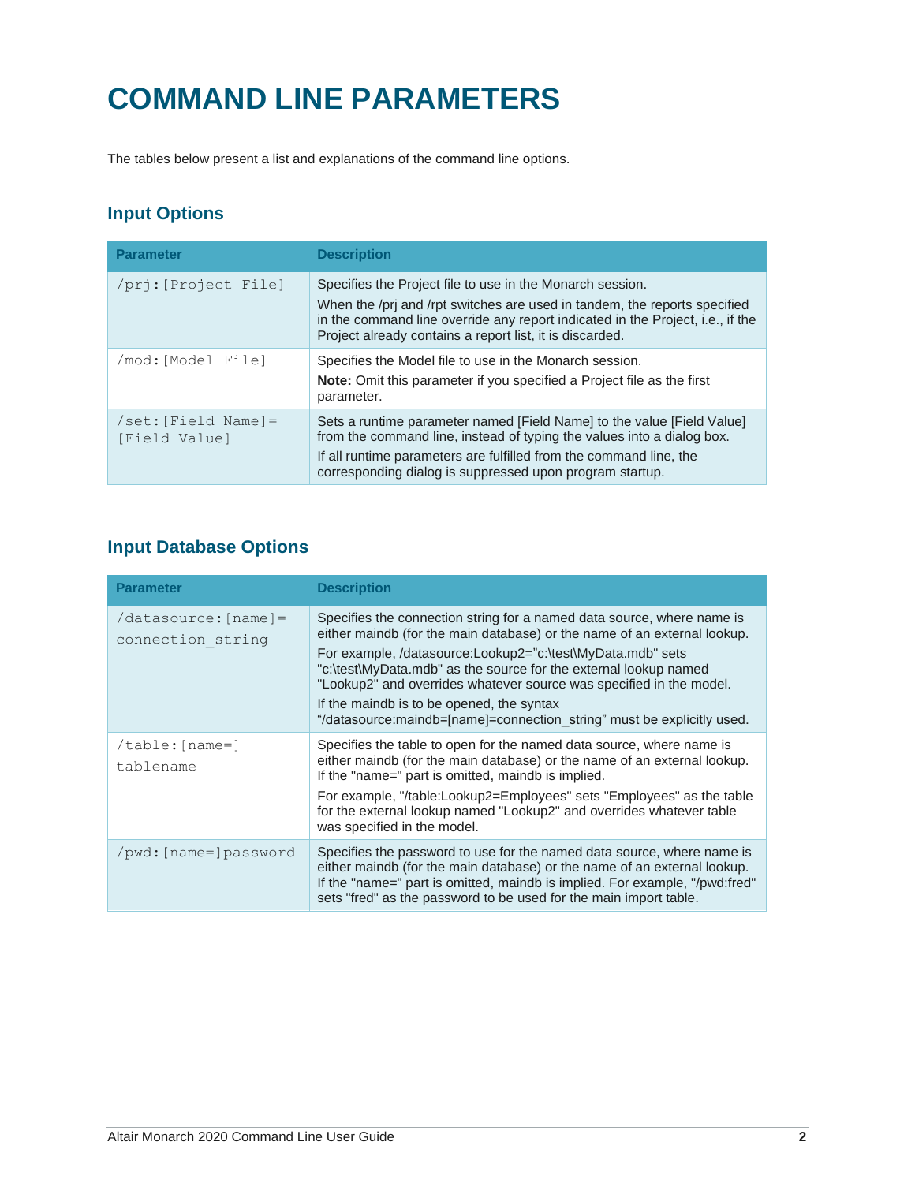# COMMAND LINE PARAMETERS

The tables below present a list and explanations of the command line options.

## Input Options

| Parameter | Description |
|---|---|
| `/prj:[Project File]` | Specifies the Project file to use in the Monarch session.<br>When the /prj and /rpt switches are used in tandem, the reports specified in the command line override any report indicated in the Project, i.e., if the Project already contains a report list, it is discarded. |
| `/mod:[Model File]` | Specifies the Model file to use in the Monarch session.<br>**Note:** Omit this parameter if you specified a Project file as the first parameter. |
| `/set:[Field Name]=[Field Value]` | Sets a runtime parameter named [Field Name] to the value [Field Value] from the command line, instead of typing the values into a dialog box.<br>If all runtime parameters are fulfilled from the command line, the corresponding dialog is suppressed upon program startup. |

## Input Database Options

| Parameter | Description |
|---|---|
| `/datasource:[name]=connection_string` | Specifies the connection string for a named data source, where name is either maindb (for the main database) or the name of an external lookup.<br>For example, /datasource:Lookup2="c:\test\MyData.mdb" sets "c:\test\MyData.mdb" as the source for the external lookup named "Lookup2" and overrides whatever source was specified in the model.<br>If the maindb is to be opened, the syntax "/datasource:maindb=[name]=connection_string" must be explicitly used. |
| `/table:[name=]tablename` | Specifies the table to open for the named data source, where name is either maindb (for the main database) or the name of an external lookup. If the "name=" part is omitted, maindb is implied.<br>For example, "/table:Lookup2=Employees" sets "Employees" as the table for the external lookup named "Lookup2" and overrides whatever table was specified in the model. |
| `/pwd:[name=]password` | Specifies the password to use for the named data source, where name is either maindb (for the main database) or the name of an external lookup. If the "name=" part is omitted, maindb is implied. For example, "/pwd:fred" sets "fred" as the password to be used for the main import table. |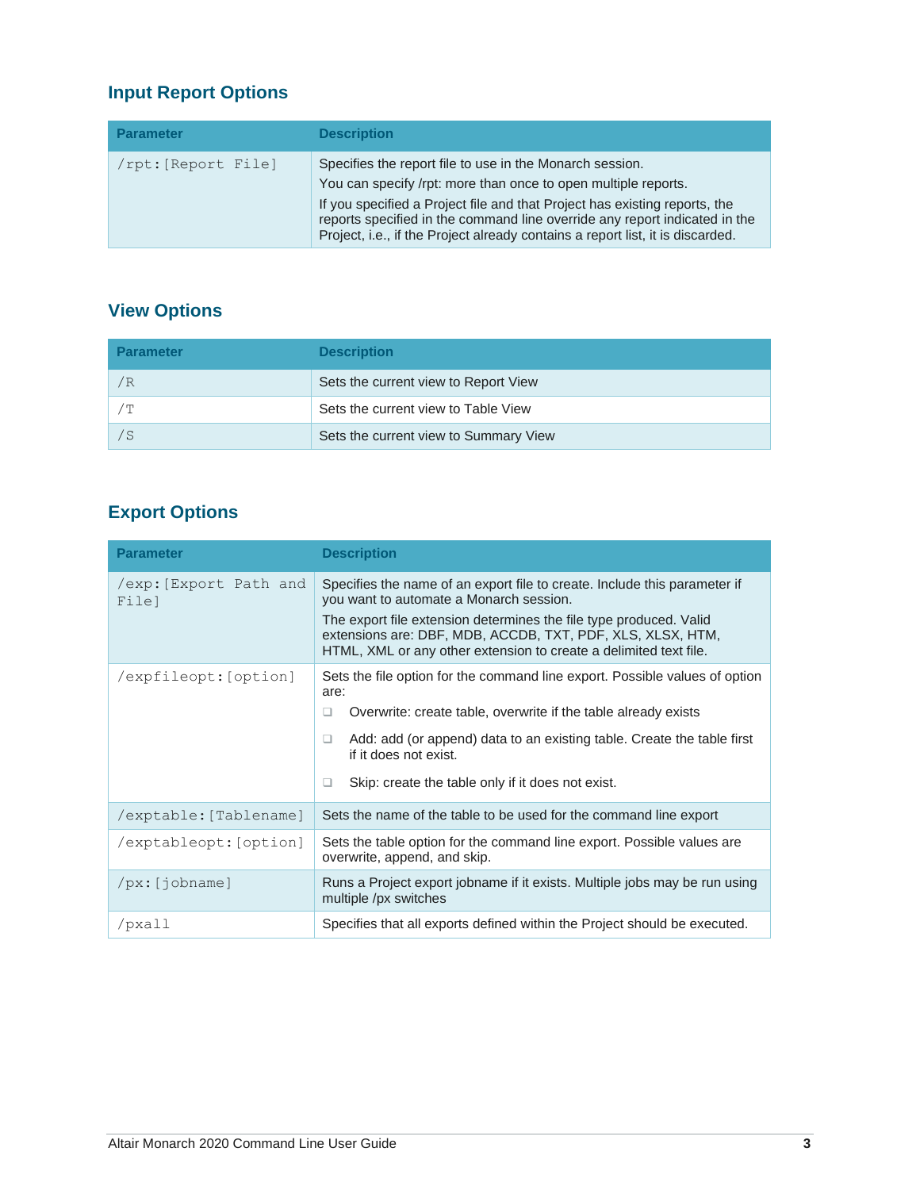## Input Report Options

| Parameter | Description |
|---|---|
| /rpt:[Report File] | Specifies the report file to use in the Monarch session.<br>You can specify /rpt: more than once to open multiple reports.<br>If you specified a Project file and that Project has existing reports, the reports specified in the command line override any report indicated in the Project, i.e., if the Project already contains a report list, it is discarded. |

## View Options

| Parameter | Description |
|---|---|
| /R | Sets the current view to Report View |
| /T | Sets the current view to Table View |
| /S | Sets the current view to Summary View |

## Export Options

| Parameter | Description |
|---|---|
| /exp:[Export Path and File] | Specifies the name of an export file to create. Include this parameter if you want to automate a Monarch session.<br>The export file extension determines the file type produced. Valid extensions are: DBF, MDB, ACCDB, TXT, PDF, XLS, XLSX, HTM, HTML, XML or any other extension to create a delimited text file. |
| /expfileopt:[option] | Sets the file option for the command line export. Possible values of option are:<br>❑ Overwrite: create table, overwrite if the table already exists<br>❑ Add: add (or append) data to an existing table. Create the table first if it does not exist.<br>❑ Skip: create the table only if it does not exist. |
| /exptable:[Tablename] | Sets the name of the table to be used for the command line export |
| /exptableopt:[option] | Sets the table option for the command line export. Possible values are overwrite, append, and skip. |
| /px:[jobname] | Runs a Project export jobname if it exists. Multiple jobs may be run using multiple /px switches |
| /pxall | Specifies that all exports defined within the Project should be executed. |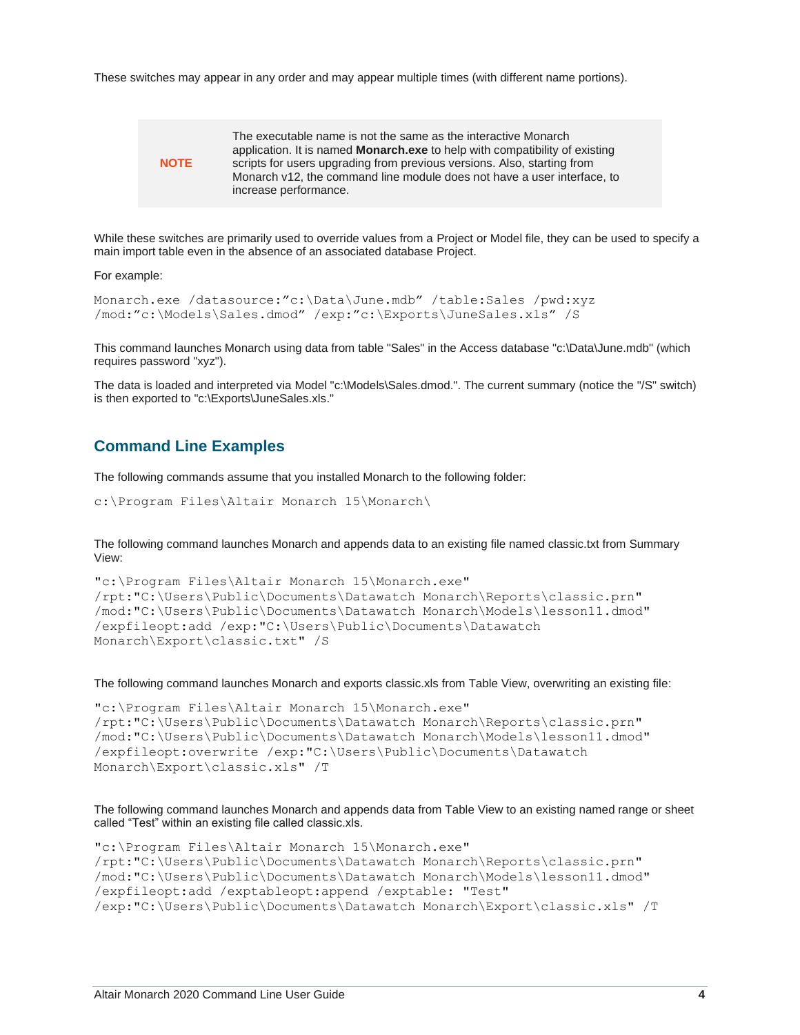These switches may appear in any order and may appear multiple times (with different name portions).

> **NOTE** The executable name is not the same as the interactive Monarch application. It is named **Monarch.exe** to help with compatibility of existing scripts for users upgrading from previous versions. Also, starting from Monarch v12, the command line module does not have a user interface, to increase performance.

While these switches are primarily used to override values from a Project or Model file, they can be used to specify a main import table even in the absence of an associated database Project.

For example:

```
Monarch.exe /datasource:”c:\Data\June.mdb” /table:Sales /pwd:xyz
/mod:”c:\Models\Sales.dmod” /exp:”c:\Exports\JuneSales.xls” /S
```

This command launches Monarch using data from table "Sales" in the Access database "c:\Data\June.mdb" (which requires password "xyz").

The data is loaded and interpreted via Model "c:\Models\Sales.dmod.". The current summary (notice the "/S" switch) is then exported to "c:\Exports\JuneSales.xls."

## Command Line Examples

The following commands assume that you installed Monarch to the following folder:

```
c:\Program Files\Altair Monarch 15\Monarch\
```

The following command launches Monarch and appends data to an existing file named classic.txt from Summary View:

```
"c:\Program Files\Altair Monarch 15\Monarch.exe"
/rpt:"C:\Users\Public\Documents\Datawatch Monarch\Reports\classic.prn"
/mod:"C:\Users\Public\Documents\Datawatch Monarch\Models\lesson11.dmod"
/expfileopt:add /exp:"C:\Users\Public\Documents\Datawatch
Monarch\Export\classic.txt" /S
```

The following command launches Monarch and exports classic.xls from Table View, overwriting an existing file:

```
"c:\Program Files\Altair Monarch 15\Monarch.exe"
/rpt:"C:\Users\Public\Documents\Datawatch Monarch\Reports\classic.prn"
/mod:"C:\Users\Public\Documents\Datawatch Monarch\Models\lesson11.dmod"
/expfileopt:overwrite /exp:"C:\Users\Public\Documents\Datawatch
Monarch\Export\classic.xls" /T
```

The following command launches Monarch and appends data from Table View to an existing named range or sheet called “Test” within an existing file called classic.xls.

```
"c:\Program Files\Altair Monarch 15\Monarch.exe"
/rpt:"C:\Users\Public\Documents\Datawatch Monarch\Reports\classic.prn"
/mod:"C:\Users\Public\Documents\Datawatch Monarch\Models\lesson11.dmod"
/expfileopt:add /exptableopt:append /exptable: "Test"
/exp:"C:\Users\Public\Documents\Datawatch Monarch\Export\classic.xls" /T
```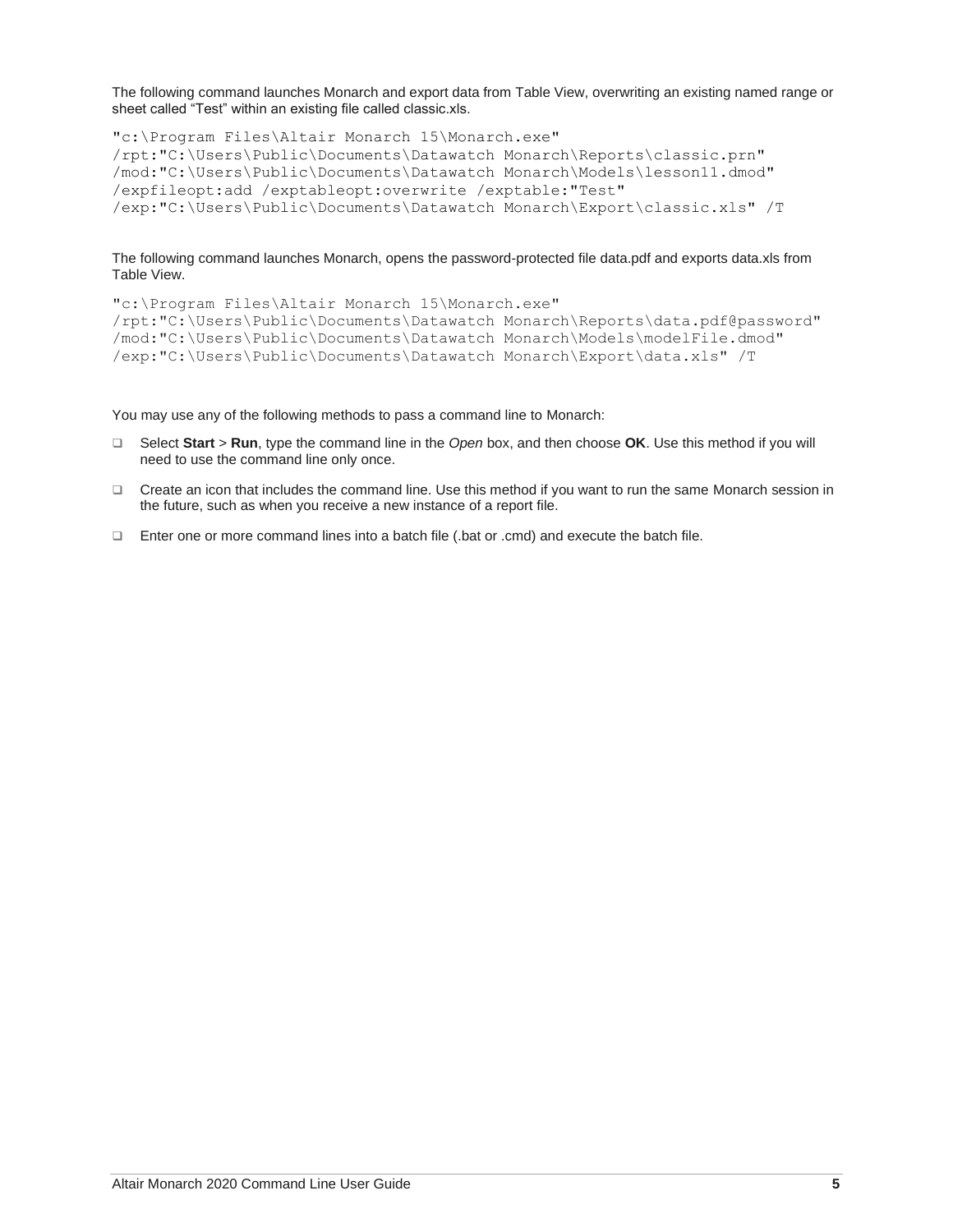The following command launches Monarch and export data from Table View, overwriting an existing named range or sheet called "Test" within an existing file called classic.xls.

```
"c:\Program Files\Altair Monarch 15\Monarch.exe"
/rpt:"C:\Users\Public\Documents\Datawatch Monarch\Reports\classic.prn"
/mod:"C:\Users\Public\Documents\Datawatch Monarch\Models\lesson11.dmod"
/expfileopt:add /exptableopt:overwrite /exptable:"Test"
/exp:"C:\Users\Public\Documents\Datawatch Monarch\Export\classic.xls" /T
```

The following command launches Monarch, opens the password-protected file data.pdf and exports data.xls from Table View.

```
"c:\Program Files\Altair Monarch 15\Monarch.exe"
/rpt:"C:\Users\Public\Documents\Datawatch Monarch\Reports\data.pdf@password"
/mod:"C:\Users\Public\Documents\Datawatch Monarch\Models\modelFile.dmod"
/exp:"C:\Users\Public\Documents\Datawatch Monarch\Export\data.xls" /T
```

You may use any of the following methods to pass a command line to Monarch:

- Select **Start** > **Run**, type the command line in the *Open* box, and then choose **OK**. Use this method if you will need to use the command line only once.
- Create an icon that includes the command line. Use this method if you want to run the same Monarch session in the future, such as when you receive a new instance of a report file.
- Enter one or more command lines into a batch file (.bat or .cmd) and execute the batch file.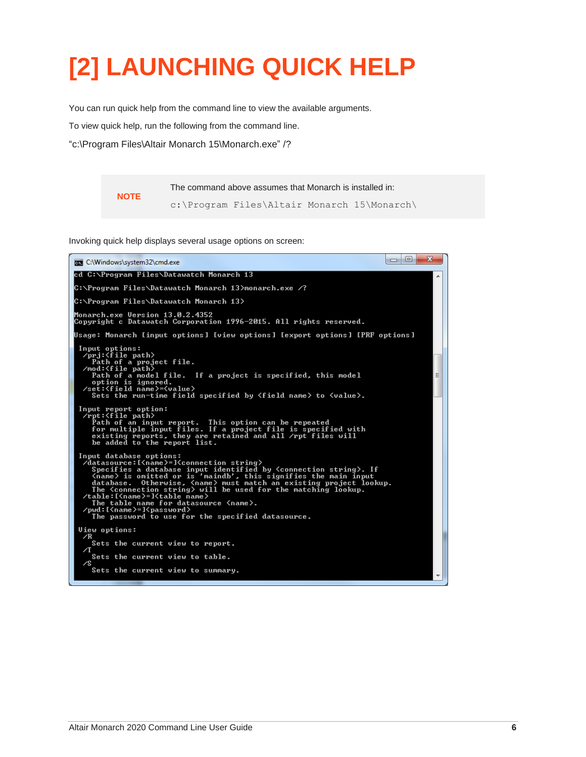# [2] LAUNCHING QUICK HELP

You can run quick help from the command line to view the available arguments.

To view quick help, run the following from the command line.

"c:\Program Files\Altair Monarch 15\Monarch.exe" /?

> **NOTE**
>
> The command above assumes that Monarch is installed in:
>
> `c:\Program Files\Altair Monarch 15\Monarch\`

Invoking quick help displays several usage options on screen:

```
C:\Windows\system32\cmd.exe
cd C:\Program Files\Datawatch Monarch 13

C:\Program Files\Datawatch Monarch 13>monarch.exe /?

C:\Program Files\Datawatch Monarch 13>

Monarch.exe Version 13.0.2.4352
Copyright c Datawatch Corporation 1996-2015. All rights reserved.

Usage: Monarch [input options] [view options] [export options] [PRF options]

 Input options:
  /prj:<file path>
    Path of a project file.
  /mod:<file path>
    Path of a model file.  If a project is specified, this model
    option is ignored.
  /set:<field name>=<value>
    Sets the run-time field specified by <field name> to <value>.

 Input report option:
  /rpt:<file path>
    Path of an input report.  This option can be repeated
    for multiple input files. If a project file is specified with
    existing reports, they are retained and all /rpt files will
    be added to the report list.

 Input database options:
  /datasource:[<name>=]<connection string>
    Specifies a database input identified by <connection string>. If
    <name> is omitted or is 'maindb', this signifies the main input
    database.  Otherwise, <name> must match an existing project lookup.
    The <connection string> will be used for the matching lookup.
  /table:[<name>=]<table name>
    The table name for datasource <name>.
  /pwd:[<name>=]<password>
    The password to use for the specified datasource.

 View options:
  /R
    Sets the current view to report.
  /T
    Sets the current view to table.
  /S
    Sets the current view to summary.
```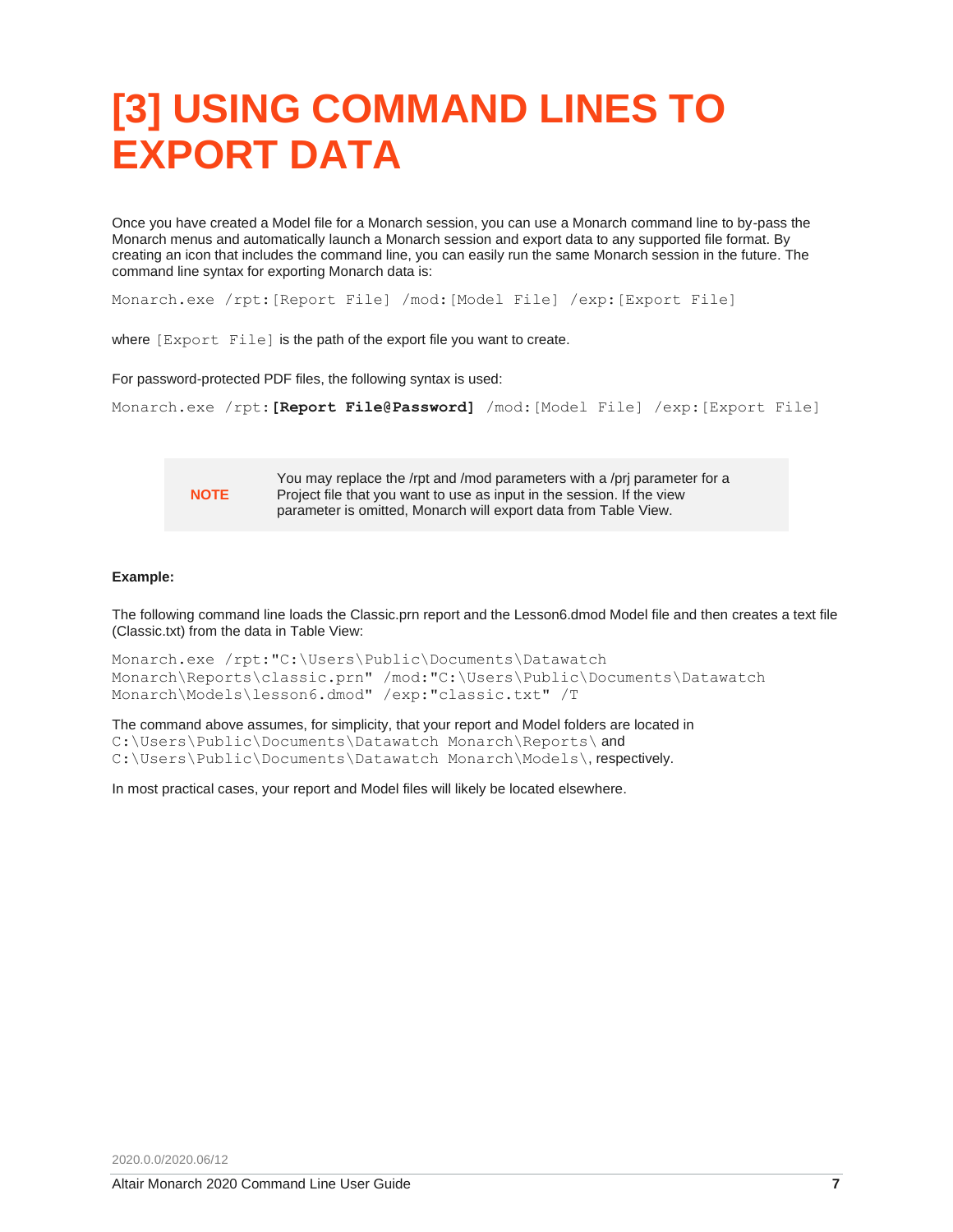# [3] USING COMMAND LINES TO EXPORT DATA

Once you have created a Model file for a Monarch session, you can use a Monarch command line to by-pass the Monarch menus and automatically launch a Monarch session and export data to any supported file format. By creating an icon that includes the command line, you can easily run the same Monarch session in the future. The command line syntax for exporting Monarch data is:

```
Monarch.exe /rpt:[Report File] /mod:[Model File] /exp:[Export File]
```

where `[Export File]` is the path of the export file you want to create.

For password-protected PDF files, the following syntax is used:

```
Monarch.exe /rpt:[Report File@Password] /mod:[Model File] /exp:[Export File]
```

> **NOTE** You may replace the /rpt and /mod parameters with a /prj parameter for a Project file that you want to use as input in the session. If the view parameter is omitted, Monarch will export data from Table View.

**Example:**

The following command line loads the Classic.prn report and the Lesson6.dmod Model file and then creates a text file (Classic.txt) from the data in Table View:

```
Monarch.exe /rpt:"C:\Users\Public\Documents\Datawatch
Monarch\Reports\classic.prn" /mod:"C:\Users\Public\Documents\Datawatch
Monarch\Models\lesson6.dmod" /exp:"classic.txt" /T
```

The command above assumes, for simplicity, that your report and Model folders are located in `C:\Users\Public\Documents\Datawatch Monarch\Reports\` and `C:\Users\Public\Documents\Datawatch Monarch\Models\`, respectively.

In most practical cases, your report and Model files will likely be located elsewhere.